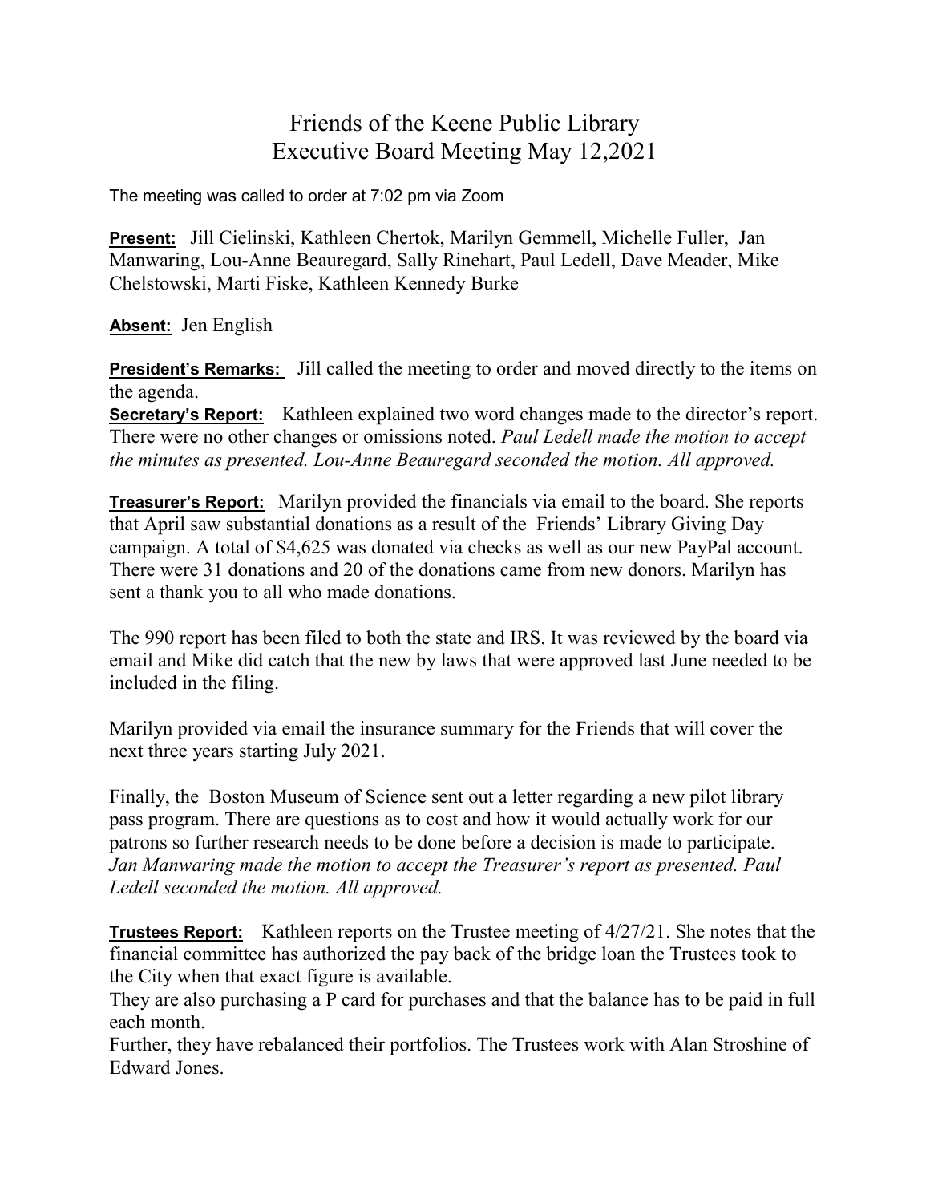# Friends of the Keene Public Library
# Executive Board Meeting May 12,2021

The meeting was called to order at 7:02 pm via Zoom

**Present:** Jill Cielinski, Kathleen Chertok, Marilyn Gemmell, Michelle Fuller, Jan Manwaring, Lou-Anne Beauregard, Sally Rinehart, Paul Ledell, Dave Meader, Mike Chelstowski, Marti Fiske, Kathleen Kennedy Burke

**Absent:** Jen English

**President's Remarks:** Jill called the meeting to order and moved directly to the items on the agenda.

**Secretary's Report:** Kathleen explained two word changes made to the director's report. There were no other changes or omissions noted. *Paul Ledell made the motion to accept the minutes as presented. Lou-Anne Beauregard seconded the motion. All approved.*

**Treasurer's Report:** Marilyn provided the financials via email to the board. She reports that April saw substantial donations as a result of the Friends' Library Giving Day campaign. A total of $4,625 was donated via checks as well as our new PayPal account. There were 31 donations and 20 of the donations came from new donors. Marilyn has sent a thank you to all who made donations.

The 990 report has been filed to both the state and IRS. It was reviewed by the board via email and Mike did catch that the new by laws that were approved last June needed to be included in the filing.

Marilyn provided via email the insurance summary for the Friends that will cover the next three years starting July 2021.

Finally, the Boston Museum of Science sent out a letter regarding a new pilot library pass program. There are questions as to cost and how it would actually work for our patrons so further research needs to be done before a decision is made to participate. *Jan Manwaring made the motion to accept the Treasurer's report as presented. Paul Ledell seconded the motion. All approved.*

**Trustees Report:** Kathleen reports on the Trustee meeting of 4/27/21. She notes that the financial committee has authorized the pay back of the bridge loan the Trustees took to the City when that exact figure is available.

They are also purchasing a P card for purchases and that the balance has to be paid in full each month.

Further, they have rebalanced their portfolios. The Trustees work with Alan Stroshine of Edward Jones.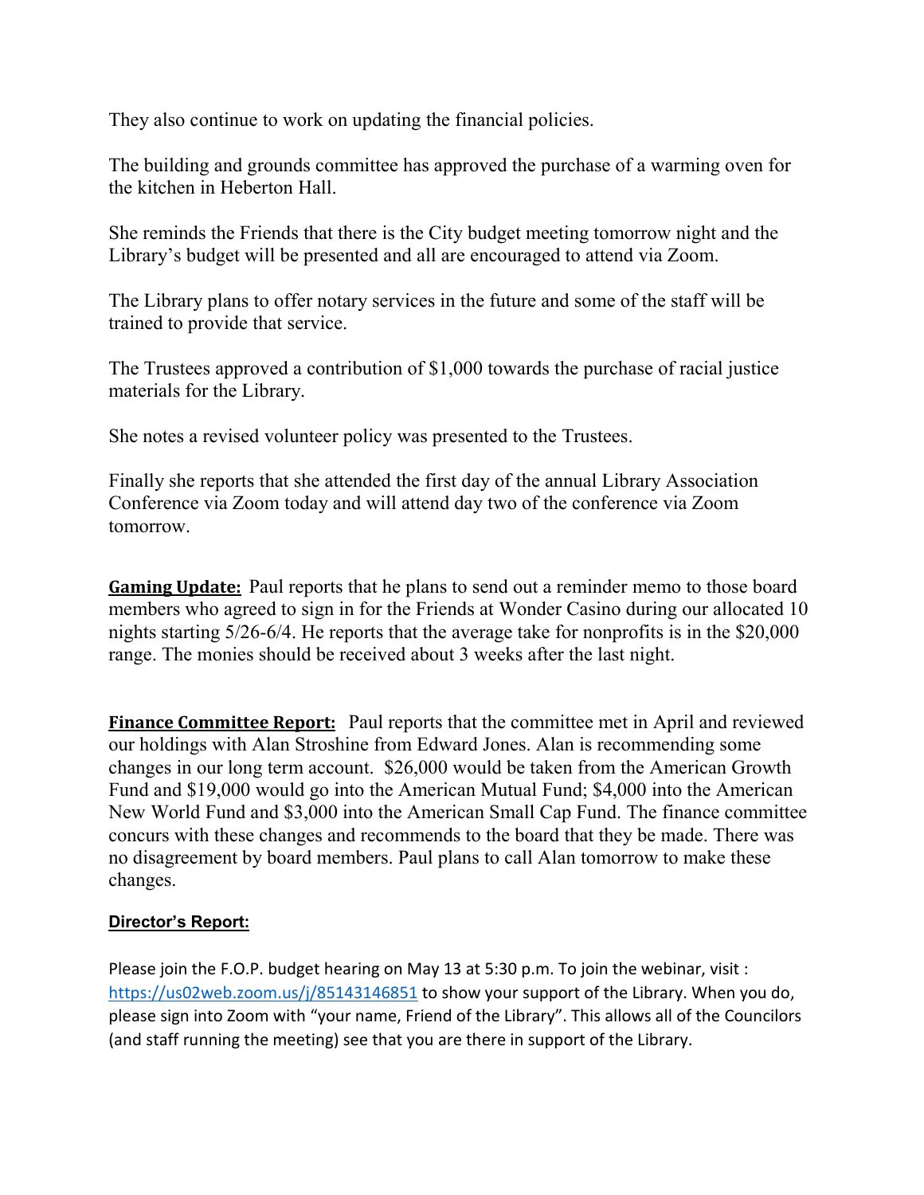They also continue to work on updating the financial policies.

The building and grounds committee has approved the purchase of a warming oven for the kitchen in Heberton Hall.

She reminds the Friends that there is the City budget meeting tomorrow night and the Library's budget will be presented and all are encouraged to attend via Zoom.

The Library plans to offer notary services in the future and some of the staff will be trained to provide that service.

The Trustees approved a contribution of $1,000 towards the purchase of racial justice materials for the Library.

She notes a revised volunteer policy was presented to the Trustees.

Finally she reports that she attended the first day of the annual Library Association Conference via Zoom today and will attend day two of the conference via Zoom tomorrow.

**Gaming Update:** Paul reports that he plans to send out a reminder memo to those board members who agreed to sign in for the Friends at Wonder Casino during our allocated 10 nights starting 5/26-6/4. He reports that the average take for nonprofits is in the $20,000 range. The monies should be received about 3 weeks after the last night.

**Finance Committee Report:** Paul reports that the committee met in April and reviewed our holdings with Alan Stroshine from Edward Jones. Alan is recommending some changes in our long term account. $26,000 would be taken from the American Growth Fund and $19,000 would go into the American Mutual Fund; $4,000 into the American New World Fund and $3,000 into the American Small Cap Fund. The finance committee concurs with these changes and recommends to the board that they be made. There was no disagreement by board members. Paul plans to call Alan tomorrow to make these changes.

**Director's Report:**

Please join the F.O.P. budget hearing on May 13 at 5:30 p.m. To join the webinar, visit : https://us02web.zoom.us/j/85143146851 to show your support of the Library. When you do, please sign into Zoom with "your name, Friend of the Library". This allows all of the Councilors (and staff running the meeting) see that you are there in support of the Library.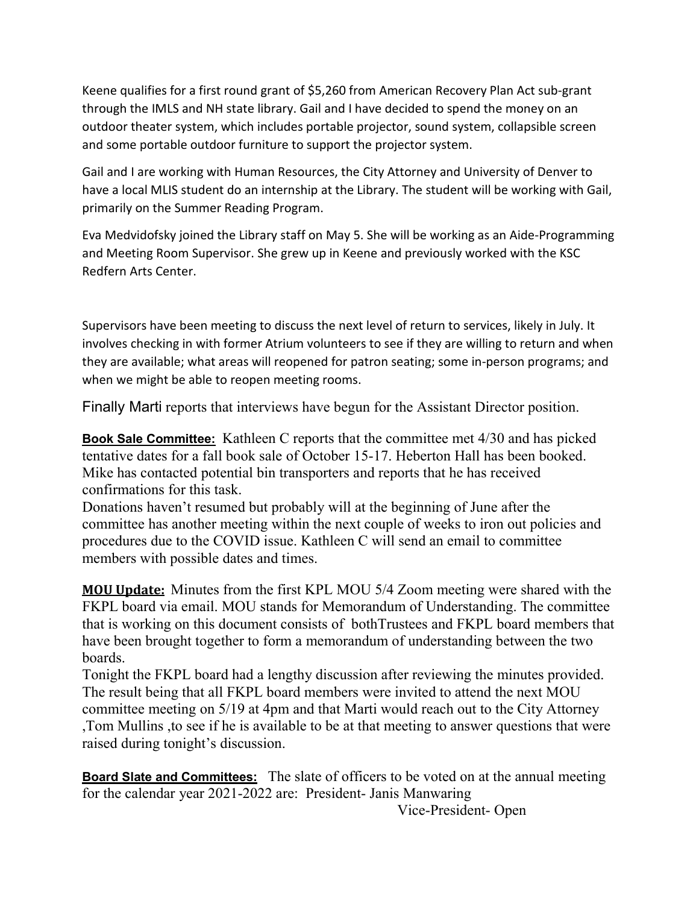Keene qualifies for a first round grant of $5,260 from American Recovery Plan Act sub-grant through the IMLS and NH state library. Gail and I have decided to spend the money on an outdoor theater system, which includes portable projector, sound system, collapsible screen and some portable outdoor furniture to support the projector system.

Gail and I are working with Human Resources, the City Attorney and University of Denver to have a local MLIS student do an internship at the Library. The student will be working with Gail, primarily on the Summer Reading Program.

Eva Medvidofsky joined the Library staff on May 5. She will be working as an Aide-Programming and Meeting Room Supervisor. She grew up in Keene and previously worked with the KSC Redfern Arts Center.

Supervisors have been meeting to discuss the next level of return to services, likely in July. It involves checking in with former Atrium volunteers to see if they are willing to return and when they are available; what areas will reopened for patron seating; some in-person programs; and when we might be able to reopen meeting rooms.

Finally Marti reports that interviews have begun for the Assistant Director position.

**Book Sale Committee:** Kathleen C reports that the committee met 4/30 and has picked tentative dates for a fall book sale of October 15-17. Heberton Hall has been booked. Mike has contacted potential bin transporters and reports that he has received confirmations for this task.

Donations haven't resumed but probably will at the beginning of June after the committee has another meeting within the next couple of weeks to iron out policies and procedures due to the COVID issue. Kathleen C will send an email to committee members with possible dates and times.

**MOU Update:** Minutes from the first KPL MOU 5/4 Zoom meeting were shared with the FKPL board via email. MOU stands for Memorandum of Understanding. The committee that is working on this document consists of bothTrustees and FKPL board members that have been brought together to form a memorandum of understanding between the two boards.

Tonight the FKPL board had a lengthy discussion after reviewing the minutes provided. The result being that all FKPL board members were invited to attend the next MOU committee meeting on 5/19 at 4pm and that Marti would reach out to the City Attorney ,Tom Mullins ,to see if he is available to be at that meeting to answer questions that were raised during tonight's discussion.

**Board Slate and Committees:** The slate of officers to be voted on at the annual meeting for the calendar year 2021-2022 are: President- Janis Manwaring

Vice-President- Open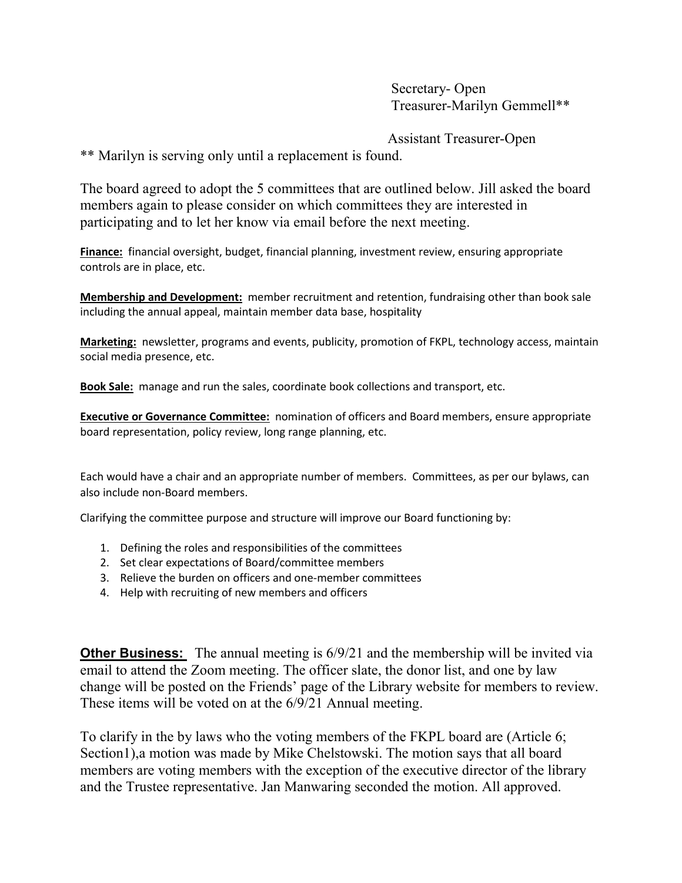Secretary- Open
Treasurer-Marilyn Gemmell**

Assistant Treasurer-Open

** Marilyn is serving only until a replacement is found.

The board agreed to adopt the 5 committees that are outlined below. Jill asked the board members again to please consider on which committees they are interested in participating and to let her know via email before the next meeting.

**Finance:** financial oversight, budget, financial planning, investment review, ensuring appropriate controls are in place, etc.

**Membership and Development:** member recruitment and retention, fundraising other than book sale including the annual appeal, maintain member data base, hospitality

**Marketing:** newsletter, programs and events, publicity, promotion of FKPL, technology access, maintain social media presence, etc.

**Book Sale:** manage and run the sales, coordinate book collections and transport, etc.

**Executive or Governance Committee:** nomination of officers and Board members, ensure appropriate board representation, policy review, long range planning, etc.

Each would have a chair and an appropriate number of members. Committees, as per our bylaws, can also include non-Board members.

Clarifying the committee purpose and structure will improve our Board functioning by:

1. Defining the roles and responsibilities of the committees
2. Set clear expectations of Board/committee members
3. Relieve the burden on officers and one-member committees
4. Help with recruiting of new members and officers

**Other Business:** The annual meeting is 6/9/21 and the membership will be invited via email to attend the Zoom meeting. The officer slate, the donor list, and one by law change will be posted on the Friends' page of the Library website for members to review. These items will be voted on at the 6/9/21 Annual meeting.

To clarify in the by laws who the voting members of the FKPL board are (Article 6; Section1),a motion was made by Mike Chelstowski. The motion says that all board members are voting members with the exception of the executive director of the library and the Trustee representative. Jan Manwaring seconded the motion. All approved.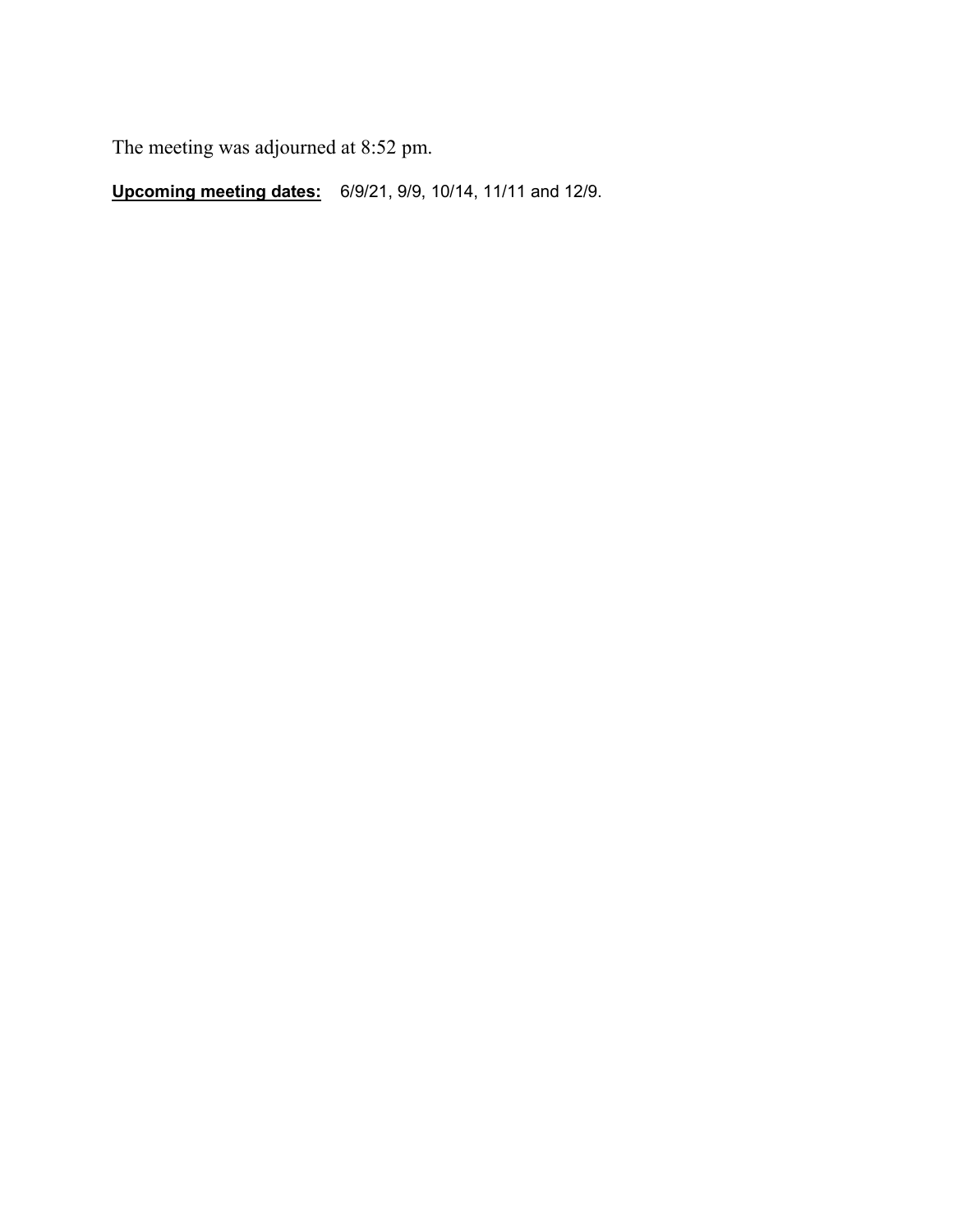The meeting was adjourned at 8:52 pm.

**Upcoming meeting dates:** 6/9/21, 9/9, 10/14, 11/11 and 12/9.